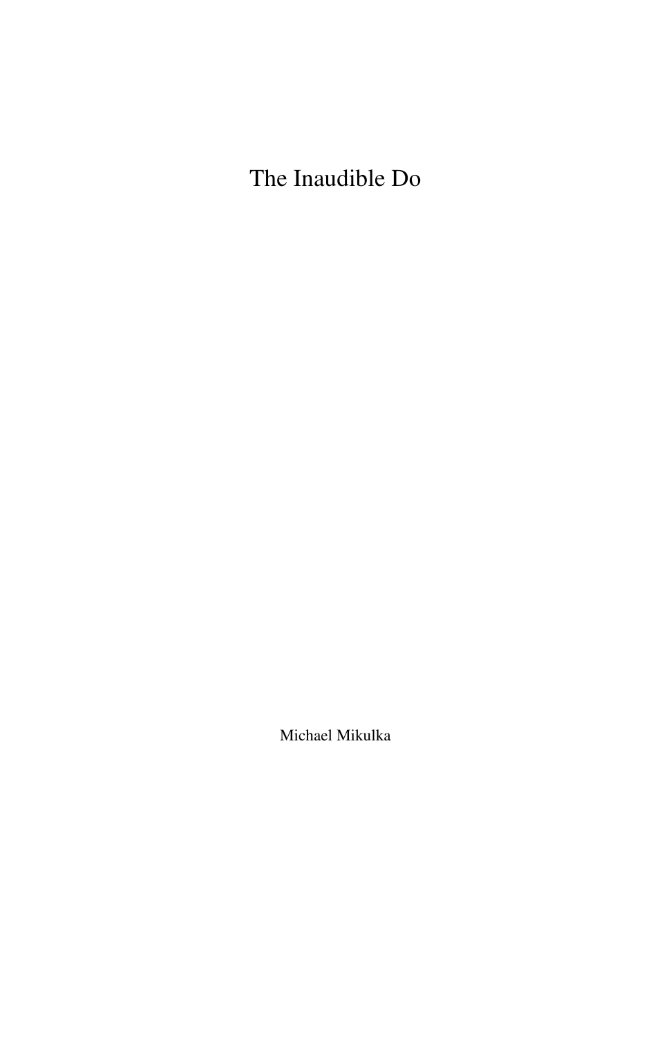# The Inaudible Do

Michael Mikulka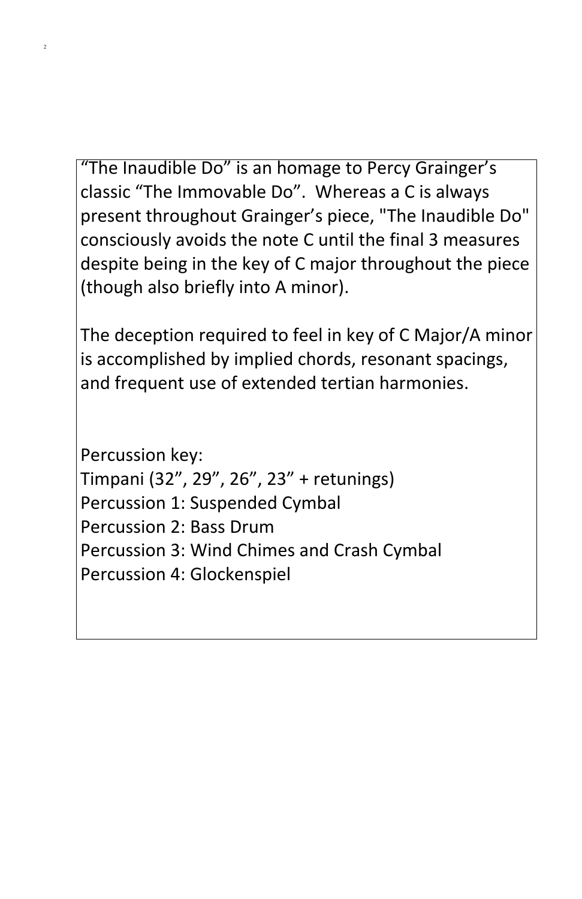"The Inaudible Do" is an homage to Percy Grainger's classic "The Immovable Do". Whereas a C is always present throughout Grainger's piece, "The Inaudible Do" consciously avoids the note C until the final 3 measures despite being in the key of C major throughout the piece (though also briefly into A minor).

The deception required to feel in key of C Major/A minor is accomplished by implied chords, resonant spacings, and frequent use of extended tertian harmonies.

Percussion key:
Timpani (32", 29", 26", 23" + retunings)
Percussion 1: Suspended Cymbal
Percussion 2: Bass Drum
Percussion 3: Wind Chimes and Crash Cymbal
Percussion 4: Glockenspiel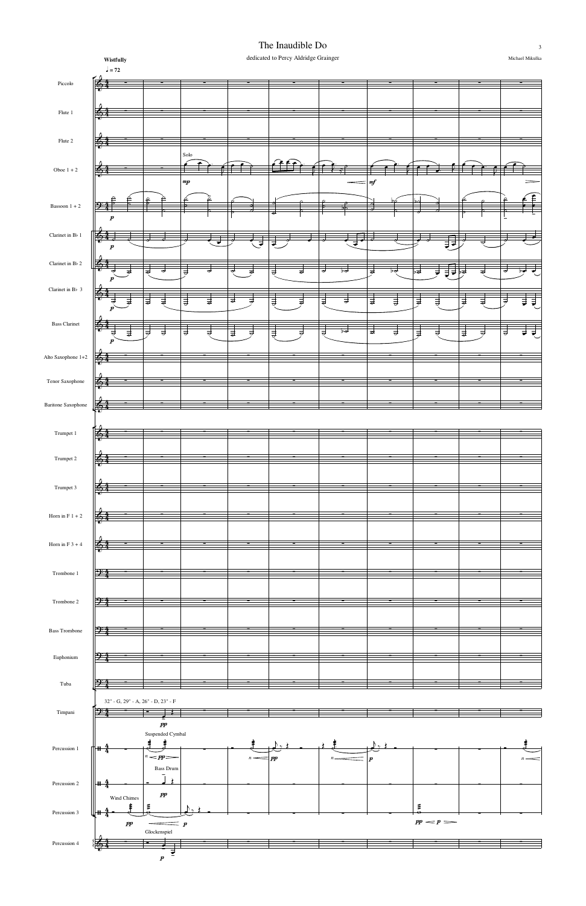# The Inaudible Do

dedicated to Percy Aldridge Grainger

Michael Mikulka

**Wistfully**

♩ = 72

Piccolo

Flute 1

Flute 2

Oboe 1 + 2 — Solo — *mp* — *mf*

Bassoon 1 + 2 — *p*

Clarinet in B♭ 1 — *p*

Clarinet in B♭ 2 — *p*

Clarinet in B♭ 3 — *p*

Bass Clarinet — *p*

Alto Saxophone 1+2

Tenor Saxophone

Baritone Saxophone

Trumpet 1

Trumpet 2

Trumpet 3

Horn in F 1 + 2

Horn in F 3 + 4

Trombone 1

Trombone 2

Bass Trombone

Euphonium

Tuba

Timpani — 32" - G, 29" - A, 26" - D, 23" - F — *pp*

Percussion 1 — Suspended Cymbal — *n* — *pp* — *n* — *pp* — *n* — *p* — *n*

Percussion 2 — Bass Drum — *pp*

Percussion 3 — Wind Chimes — *pp* — *p* — *pp* — *p*

Percussion 4 — Glockenspiel — *p*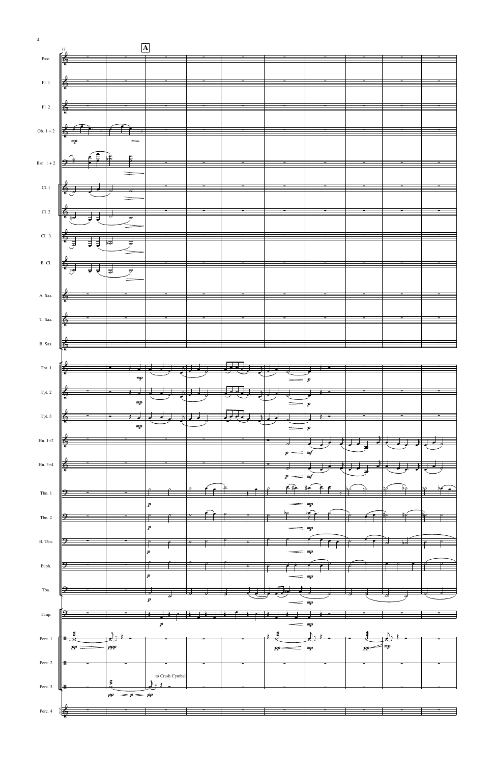**A**

Picc.

Fl. 1

Fl. 2

Ob. 1 + 2

Bsn. 1 + 2

Cl. 1

Cl. 2

Cl. 3

B. Cl.

A. Sax.

T. Sax.

B. Sax.

Tpt. 1

Tpt. 2

Tpt. 3

Hn. 1+2

Hn. 3+4

Tbn. 1

Tbn. 2

B. Tbn.

Euph.

Tba.

Timp.

Perc. 1

Perc. 2

Perc. 3

to Crash Cymbal

Perc. 4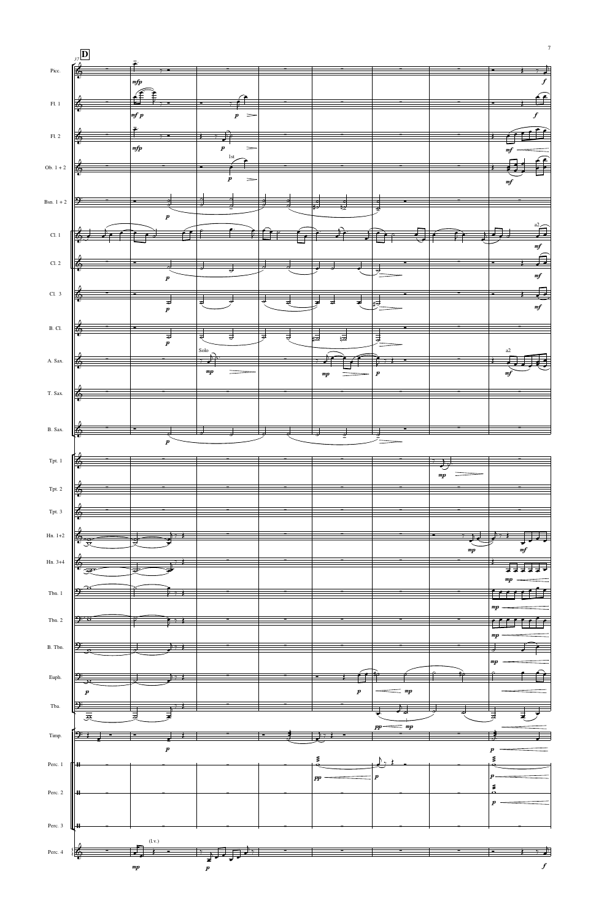**D**

Picc.

Fl. 1

Fl. 2

Ob. 1 + 2

Bsn. 1 + 2

Cl. 1

Cl. 2

Cl. 3

B. Cl.

A. Sax.

T. Sax.

B. Sax.

Tpt. 1

Tpt. 2

Tpt. 3

Hn. 1+2

Hn. 3+4

Tbn. 1

Tbn. 2

B. Tbn.

Euph.

Tba.

Timp.

Perc. 1

Perc. 2

Perc. 3

Perc. 4

1st

Solo

a2

(l.v.)